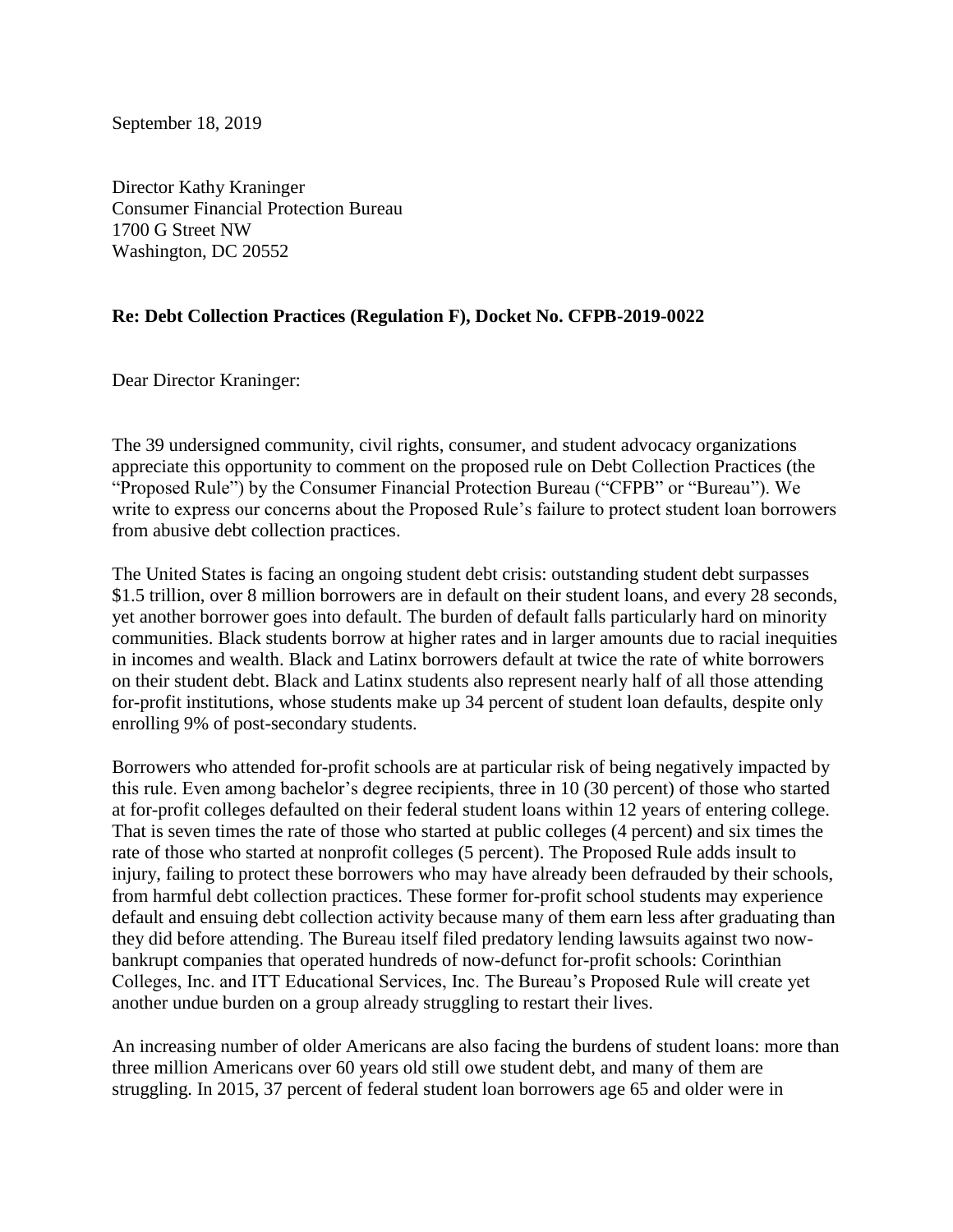September 18, 2019

Director Kathy Kraninger
Consumer Financial Protection Bureau
1700 G Street NW
Washington, DC 20552

**Re: Debt Collection Practices (Regulation F), Docket No. CFPB-2019-0022**

Dear Director Kraninger:

The 39 undersigned community, civil rights, consumer, and student advocacy organizations appreciate this opportunity to comment on the proposed rule on Debt Collection Practices (the "Proposed Rule") by the Consumer Financial Protection Bureau ("CFPB" or "Bureau"). We write to express our concerns about the Proposed Rule's failure to protect student loan borrowers from abusive debt collection practices.

The United States is facing an ongoing student debt crisis: outstanding student debt surpasses $1.5 trillion, over 8 million borrowers are in default on their student loans, and every 28 seconds, yet another borrower goes into default. The burden of default falls particularly hard on minority communities. Black students borrow at higher rates and in larger amounts due to racial inequities in incomes and wealth. Black and Latinx borrowers default at twice the rate of white borrowers on their student debt. Black and Latinx students also represent nearly half of all those attending for-profit institutions, whose students make up 34 percent of student loan defaults, despite only enrolling 9% of post-secondary students.

Borrowers who attended for-profit schools are at particular risk of being negatively impacted by this rule. Even among bachelor's degree recipients, three in 10 (30 percent) of those who started at for-profit colleges defaulted on their federal student loans within 12 years of entering college. That is seven times the rate of those who started at public colleges (4 percent) and six times the rate of those who started at nonprofit colleges (5 percent). The Proposed Rule adds insult to injury, failing to protect these borrowers who may have already been defrauded by their schools, from harmful debt collection practices. These former for-profit school students may experience default and ensuing debt collection activity because many of them earn less after graduating than they did before attending. The Bureau itself filed predatory lending lawsuits against two now-bankrupt companies that operated hundreds of now-defunct for-profit schools: Corinthian Colleges, Inc. and ITT Educational Services, Inc. The Bureau's Proposed Rule will create yet another undue burden on a group already struggling to restart their lives.

An increasing number of older Americans are also facing the burdens of student loans: more than three million Americans over 60 years old still owe student debt, and many of them are struggling. In 2015, 37 percent of federal student loan borrowers age 65 and older were in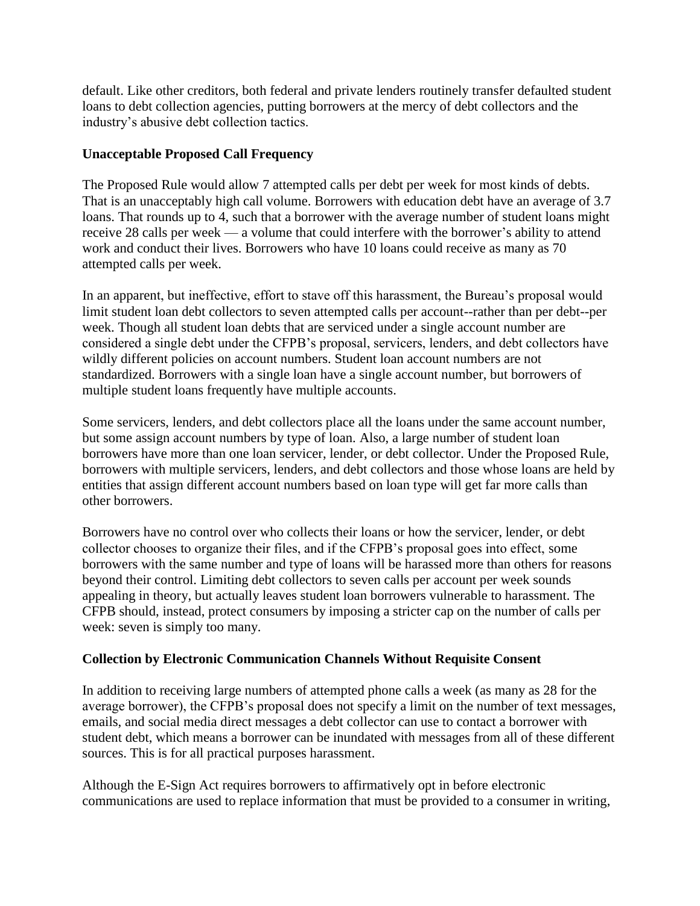default. Like other creditors, both federal and private lenders routinely transfer defaulted student loans to debt collection agencies, putting borrowers at the mercy of debt collectors and the industry's abusive debt collection tactics.

**Unacceptable Proposed Call Frequency**

The Proposed Rule would allow 7 attempted calls per debt per week for most kinds of debts. That is an unacceptably high call volume. Borrowers with education debt have an average of 3.7 loans. That rounds up to 4, such that a borrower with the average number of student loans might receive 28 calls per week — a volume that could interfere with the borrower's ability to attend work and conduct their lives. Borrowers who have 10 loans could receive as many as 70 attempted calls per week.

In an apparent, but ineffective, effort to stave off this harassment, the Bureau's proposal would limit student loan debt collectors to seven attempted calls per account--rather than per debt--per week. Though all student loan debts that are serviced under a single account number are considered a single debt under the CFPB's proposal, servicers, lenders, and debt collectors have wildly different policies on account numbers. Student loan account numbers are not standardized. Borrowers with a single loan have a single account number, but borrowers of multiple student loans frequently have multiple accounts.

Some servicers, lenders, and debt collectors place all the loans under the same account number, but some assign account numbers by type of loan. Also, a large number of student loan borrowers have more than one loan servicer, lender, or debt collector. Under the Proposed Rule, borrowers with multiple servicers, lenders, and debt collectors and those whose loans are held by entities that assign different account numbers based on loan type will get far more calls than other borrowers.

Borrowers have no control over who collects their loans or how the servicer, lender, or debt collector chooses to organize their files, and if the CFPB's proposal goes into effect, some borrowers with the same number and type of loans will be harassed more than others for reasons beyond their control. Limiting debt collectors to seven calls per account per week sounds appealing in theory, but actually leaves student loan borrowers vulnerable to harassment. The CFPB should, instead, protect consumers by imposing a stricter cap on the number of calls per week: seven is simply too many.

**Collection by Electronic Communication Channels Without Requisite Consent**

In addition to receiving large numbers of attempted phone calls a week (as many as 28 for the average borrower), the CFPB's proposal does not specify a limit on the number of text messages, emails, and social media direct messages a debt collector can use to contact a borrower with student debt, which means a borrower can be inundated with messages from all of these different sources. This is for all practical purposes harassment.

Although the E-Sign Act requires borrowers to affirmatively opt in before electronic communications are used to replace information that must be provided to a consumer in writing,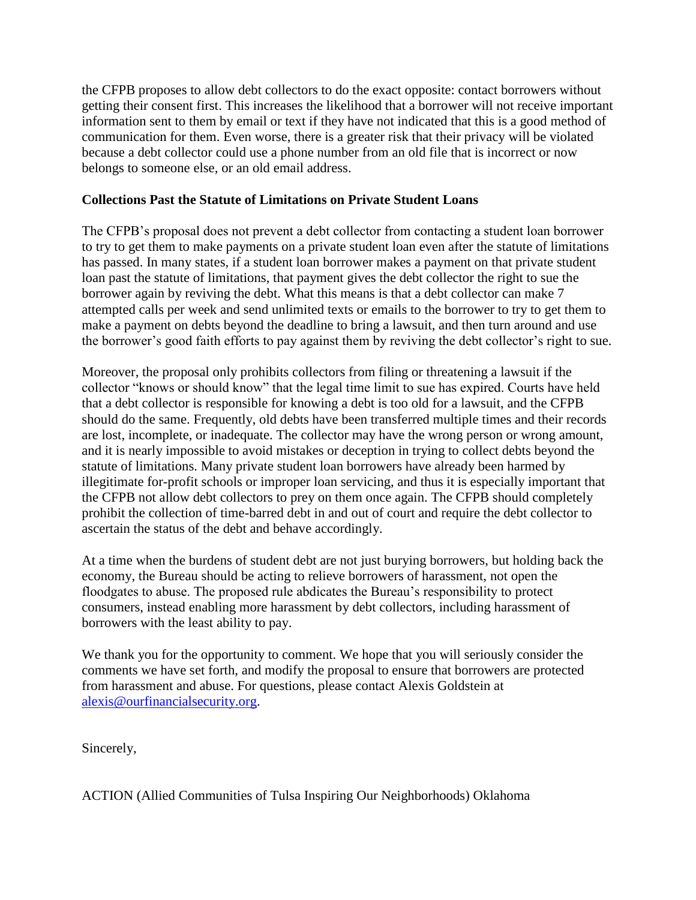the CFPB proposes to allow debt collectors to do the exact opposite: contact borrowers without getting their consent first. This increases the likelihood that a borrower will not receive important information sent to them by email or text if they have not indicated that this is a good method of communication for them. Even worse, there is a greater risk that their privacy will be violated because a debt collector could use a phone number from an old file that is incorrect or now belongs to someone else, or an old email address.

**Collections Past the Statute of Limitations on Private Student Loans**

The CFPB's proposal does not prevent a debt collector from contacting a student loan borrower to try to get them to make payments on a private student loan even after the statute of limitations has passed. In many states, if a student loan borrower makes a payment on that private student loan past the statute of limitations, that payment gives the debt collector the right to sue the borrower again by reviving the debt. What this means is that a debt collector can make 7 attempted calls per week and send unlimited texts or emails to the borrower to try to get them to make a payment on debts beyond the deadline to bring a lawsuit, and then turn around and use the borrower's good faith efforts to pay against them by reviving the debt collector's right to sue.

Moreover, the proposal only prohibits collectors from filing or threatening a lawsuit if the collector "knows or should know" that the legal time limit to sue has expired. Courts have held that a debt collector is responsible for knowing a debt is too old for a lawsuit, and the CFPB should do the same. Frequently, old debts have been transferred multiple times and their records are lost, incomplete, or inadequate. The collector may have the wrong person or wrong amount, and it is nearly impossible to avoid mistakes or deception in trying to collect debts beyond the statute of limitations. Many private student loan borrowers have already been harmed by illegitimate for-profit schools or improper loan servicing, and thus it is especially important that the CFPB not allow debt collectors to prey on them once again. The CFPB should completely prohibit the collection of time-barred debt in and out of court and require the debt collector to ascertain the status of the debt and behave accordingly.

At a time when the burdens of student debt are not just burying borrowers, but holding back the economy, the Bureau should be acting to relieve borrowers of harassment, not open the floodgates to abuse. The proposed rule abdicates the Bureau's responsibility to protect consumers, instead enabling more harassment by debt collectors, including harassment of borrowers with the least ability to pay.

We thank you for the opportunity to comment. We hope that you will seriously consider the comments we have set forth, and modify the proposal to ensure that borrowers are protected from harassment and abuse. For questions, please contact Alexis Goldstein at [alexis@ourfinancialsecurity.org](mailto:alexis@ourfinancialsecurity.org).

Sincerely,

ACTION (Allied Communities of Tulsa Inspiring Our Neighborhoods) Oklahoma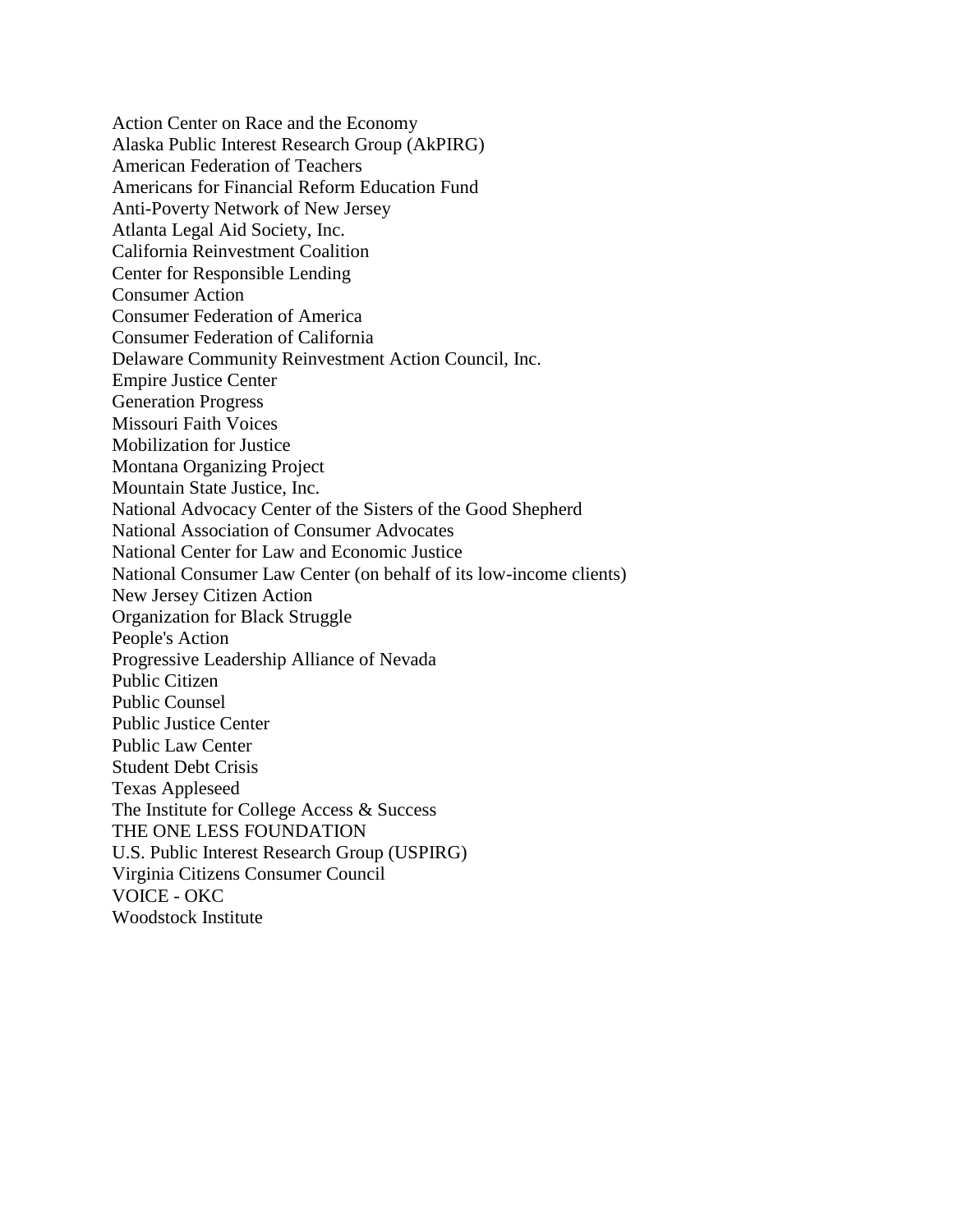Action Center on Race and the Economy
Alaska Public Interest Research Group (AkPIRG)
American Federation of Teachers
Americans for Financial Reform Education Fund
Anti-Poverty Network of New Jersey
Atlanta Legal Aid Society, Inc.
California Reinvestment Coalition
Center for Responsible Lending
Consumer Action
Consumer Federation of America
Consumer Federation of California
Delaware Community Reinvestment Action Council, Inc.
Empire Justice Center
Generation Progress
Missouri Faith Voices
Mobilization for Justice
Montana Organizing Project
Mountain State Justice, Inc.
National Advocacy Center of the Sisters of the Good Shepherd
National Association of Consumer Advocates
National Center for Law and Economic Justice
National Consumer Law Center (on behalf of its low-income clients)
New Jersey Citizen Action
Organization for Black Struggle
People's Action
Progressive Leadership Alliance of Nevada
Public Citizen
Public Counsel
Public Justice Center
Public Law Center
Student Debt Crisis
Texas Appleseed
The Institute for College Access & Success
THE ONE LESS FOUNDATION
U.S. Public Interest Research Group (USPIRG)
Virginia Citizens Consumer Council
VOICE - OKC
Woodstock Institute